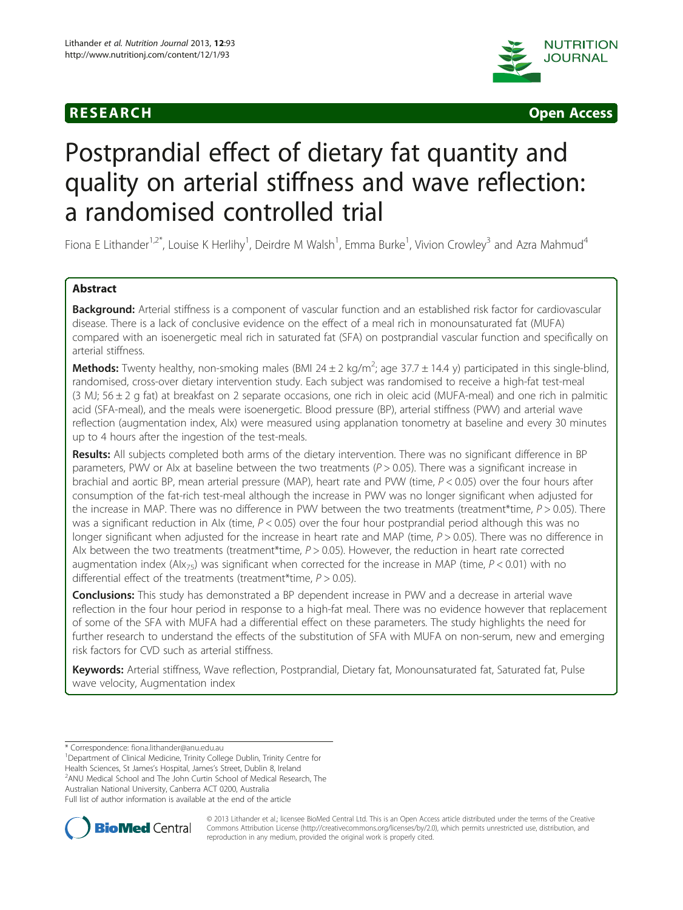RESEARCH Open Access

# Postprandial effect of dietary fat quantity and quality on arterial stiffness and wave reflection: a randomised controlled trial

Fiona E Lithander[1,2*], Louise K Herlihy[1], Deirdre M Walsh[1], Emma Burke[1], Vivion Crowley[3] and Azra Mahmud[4]

## Abstract

**Background:** Arterial stiffness is a component of vascular function and an established risk factor for cardiovascular disease. There is a lack of conclusive evidence on the effect of a meal rich in monounsaturated fat (MUFA) compared with an isoenergetic meal rich in saturated fat (SFA) on postprandial vascular function and specifically on arterial stiffness.

**Methods:** Twenty healthy, non-smoking males (BMI $24 \pm 2$ kg/m$^2$; age $37.7 \pm 14.4$ y) participated in this single-blind, randomised, cross-over dietary intervention study. Each subject was randomised to receive a high-fat test-meal (3 MJ; $56 \pm 2$ g fat) at breakfast on 2 separate occasions, one rich in oleic acid (MUFA-meal) and one rich in palmitic acid (SFA-meal), and the meals were isoenergetic. Blood pressure (BP), arterial stiffness (PWV) and arterial wave reflection (augmentation index, AIx) were measured using applanation tonometry at baseline and every 30 minutes up to 4 hours after the ingestion of the test-meals.

**Results:** All subjects completed both arms of the dietary intervention. There was no significant difference in BP parameters, PWV or AIx at baseline between the two treatments ($P > 0.05$). There was a significant increase in brachial and aortic BP, mean arterial pressure (MAP), heart rate and PVW (time, $P < 0.05$) over the four hours after consumption of the fat-rich test-meal although the increase in PWV was no longer significant when adjusted for the increase in MAP. There was no difference in PWV between the two treatments (treatment*time, $P > 0.05$). There was a significant reduction in AIx (time, $P < 0.05$) over the four hour postprandial period although this was no longer significant when adjusted for the increase in heart rate and MAP (time, $P > 0.05$). There was no difference in AIx between the two treatments (treatment*time, $P > 0.05$). However, the reduction in heart rate corrected augmentation index ($AIx_{75}$) was significant when corrected for the increase in MAP (time, $P < 0.01$) with no differential effect of the treatments (treatment*time, $P > 0.05$).

**Conclusions:** This study has demonstrated a BP dependent increase in PWV and a decrease in arterial wave reflection in the four hour period in response to a high-fat meal. There was no evidence however that replacement of some of the SFA with MUFA had a differential effect on these parameters. The study highlights the need for further research to understand the effects of the substitution of SFA with MUFA on non-serum, new and emerging risk factors for CVD such as arterial stiffness.

**Keywords:** Arterial stiffness, Wave reflection, Postprandial, Dietary fat, Monounsaturated fat, Saturated fat, Pulse wave velocity, Augmentation index

---

* Correspondence: fiona.lithander@anu.edu.au
[1]Department of Clinical Medicine, Trinity College Dublin, Trinity Centre for Health Sciences, St James's Hospital, James's Street, Dublin 8, Ireland
[2]ANU Medical School and The John Curtin School of Medical Research, The Australian National University, Canberra ACT 0200, Australia
Full list of author information is available at the end of the article

© 2013 Lithander et al.; licensee BioMed Central Ltd. This is an Open Access article distributed under the terms of the Creative Commons Attribution License (http://creativecommons.org/licenses/by/2.0), which permits unrestricted use, distribution, and reproduction in any medium, provided the original work is properly cited.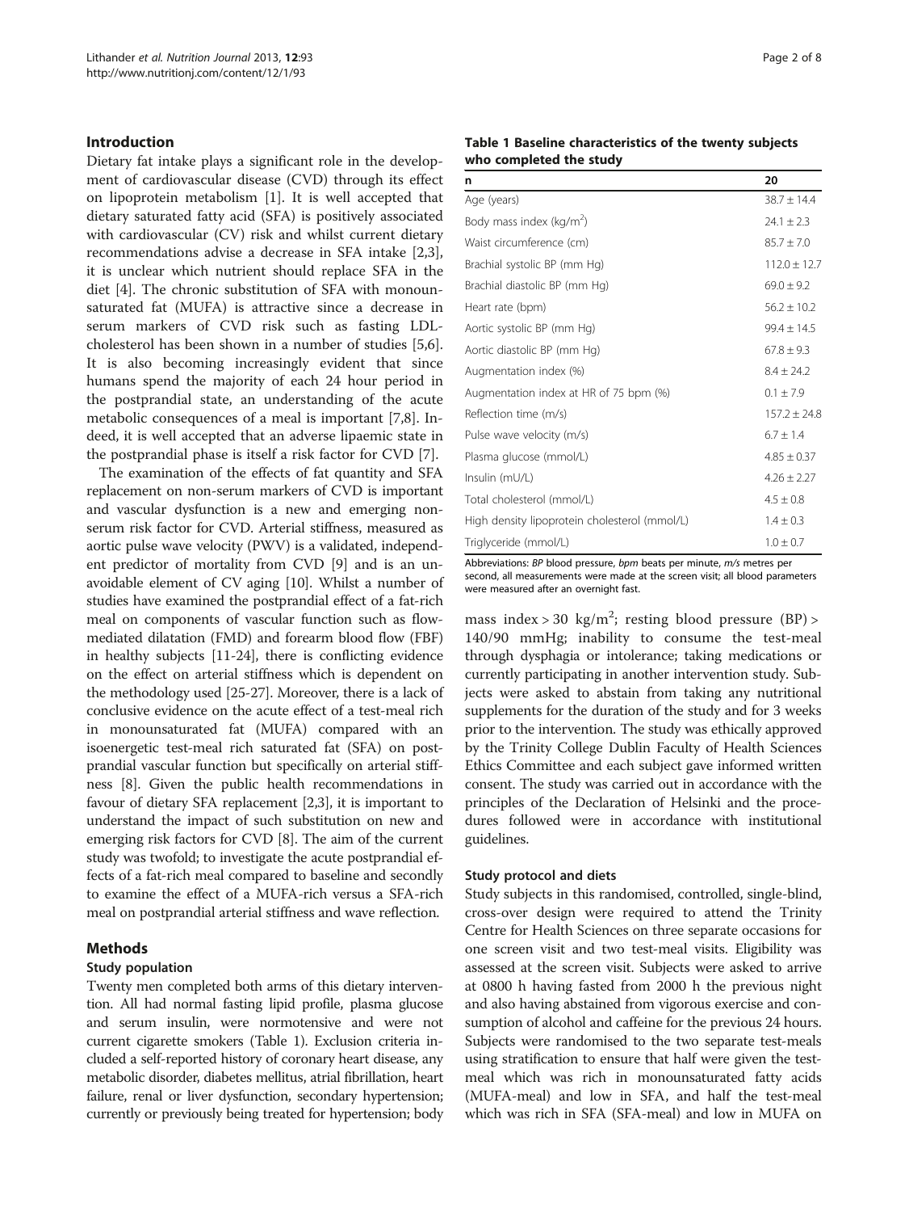## Introduction

Dietary fat intake plays a significant role in the development of cardiovascular disease (CVD) through its effect on lipoprotein metabolism [1]. It is well accepted that dietary saturated fatty acid (SFA) is positively associated with cardiovascular (CV) risk and whilst current dietary recommendations advise a decrease in SFA intake [2,3], it is unclear which nutrient should replace SFA in the diet [4]. The chronic substitution of SFA with monounsaturated fat (MUFA) is attractive since a decrease in serum markers of CVD risk such as fasting LDL-cholesterol has been shown in a number of studies [5,6]. It is also becoming increasingly evident that since humans spend the majority of each 24 hour period in the postprandial state, an understanding of the acute metabolic consequences of a meal is important [7,8]. Indeed, it is well accepted that an adverse lipaemic state in the postprandial phase is itself a risk factor for CVD [7].

The examination of the effects of fat quantity and SFA replacement on non-serum markers of CVD is important and vascular dysfunction is a new and emerging non-serum risk factor for CVD. Arterial stiffness, measured as aortic pulse wave velocity (PWV) is a validated, independent predictor of mortality from CVD [9] and is an unavoidable element of CV aging [10]. Whilst a number of studies have examined the postprandial effect of a fat-rich meal on components of vascular function such as flow-mediated dilatation (FMD) and forearm blood flow (FBF) in healthy subjects [11-24], there is conflicting evidence on the effect on arterial stiffness which is dependent on the methodology used [25-27]. Moreover, there is a lack of conclusive evidence on the acute effect of a test-meal rich in monounsaturated fat (MUFA) compared with an isoenergetic test-meal rich saturated fat (SFA) on postprandial vascular function but specifically on arterial stiffness [8]. Given the public health recommendations in favour of dietary SFA replacement [2,3], it is important to understand the impact of such substitution on new and emerging risk factors for CVD [8]. The aim of the current study was twofold; to investigate the acute postprandial effects of a fat-rich meal compared to baseline and secondly to examine the effect of a MUFA-rich versus a SFA-rich meal on postprandial arterial stiffness and wave reflection.

## Methods

### Study population

Twenty men completed both arms of this dietary intervention. All had normal fasting lipid profile, plasma glucose and serum insulin, were normotensive and were not current cigarette smokers (Table 1). Exclusion criteria included a self-reported history of coronary heart disease, any metabolic disorder, diabetes mellitus, atrial fibrillation, heart failure, renal or liver dysfunction, secondary hypertension; currently or previously being treated for hypertension; body mass index > 30 kg/m$^2$; resting blood pressure (BP) > 140/90 mmHg; inability to consume the test-meal through dysphagia or intolerance; taking medications or currently participating in another intervention study. Subjects were asked to abstain from taking any nutritional supplements for the duration of the study and for 3 weeks prior to the intervention. The study was ethically approved by the Trinity College Dublin Faculty of Health Sciences Ethics Committee and each subject gave informed written consent. The study was carried out in accordance with the principles of the Declaration of Helsinki and the procedures followed were in accordance with institutional guidelines.

**Table 1 Baseline characteristics of the twenty subjects who completed the study**

| n | 20 |
|---|---|
| Age (years) | 38.7 ± 14.4 |
| Body mass index (kg/m$^2$) | 24.1 ± 2.3 |
| Waist circumference (cm) | 85.7 ± 7.0 |
| Brachial systolic BP (mm Hg) | 112.0 ± 12.7 |
| Brachial diastolic BP (mm Hg) | 69.0 ± 9.2 |
| Heart rate (bpm) | 56.2 ± 10.2 |
| Aortic systolic BP (mm Hg) | 99.4 ± 14.5 |
| Aortic diastolic BP (mm Hg) | 67.8 ± 9.3 |
| Augmentation index (%) | 8.4 ± 24.2 |
| Augmentation index at HR of 75 bpm (%) | 0.1 ± 7.9 |
| Reflection time (m/s) | 157.2 ± 24.8 |
| Pulse wave velocity (m/s) | 6.7 ± 1.4 |
| Plasma glucose (mmol/L) | 4.85 ± 0.37 |
| Insulin (mU/L) | 4.26 ± 2.27 |
| Total cholesterol (mmol/L) | 4.5 ± 0.8 |
| High density lipoprotein cholesterol (mmol/L) | 1.4 ± 0.3 |
| Triglyceride (mmol/L) | 1.0 ± 0.7 |

Abbreviations: *BP* blood pressure, *bpm* beats per minute, *m/s* metres per second, all measurements were made at the screen visit; all blood parameters were measured after an overnight fast.

### Study protocol and diets

Study subjects in this randomised, controlled, single-blind, cross-over design were required to attend the Trinity Centre for Health Sciences on three separate occasions for one screen visit and two test-meal visits. Eligibility was assessed at the screen visit. Subjects were asked to arrive at 0800 h having fasted from 2000 h the previous night and also having abstained from vigorous exercise and consumption of alcohol and caffeine for the previous 24 hours. Subjects were randomised to the two separate test-meals using stratification to ensure that half were given the test-meal which was rich in monounsaturated fatty acids (MUFA-meal) and low in SFA, and half the test-meal which was rich in SFA (SFA-meal) and low in MUFA on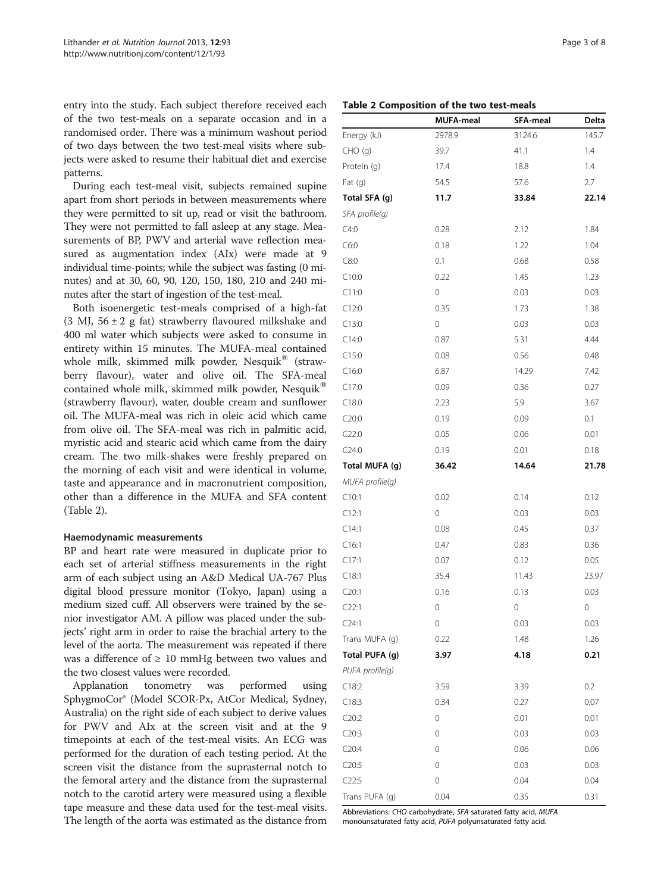entry into the study. Each subject therefore received each of the two test-meals on a separate occasion and in a randomised order. There was a minimum washout period of two days between the two test-meal visits where subjects were asked to resume their habitual diet and exercise patterns.

During each test-meal visit, subjects remained supine apart from short periods in between measurements where they were permitted to sit up, read or visit the bathroom. They were not permitted to fall asleep at any stage. Measurements of BP, PWV and arterial wave reflection measured as augmentation index (AIx) were made at 9 individual time-points; while the subject was fasting (0 minutes) and at 30, 60, 90, 120, 150, 180, 210 and 240 minutes after the start of ingestion of the test-meal.

Both isoenergetic test-meals comprised of a high-fat (3 MJ, 56 ± 2 g fat) strawberry flavoured milkshake and 400 ml water which subjects were asked to consume in entirety within 15 minutes. The MUFA-meal contained whole milk, skimmed milk powder, Nesquik® (strawberry flavour), water and olive oil. The SFA-meal contained whole milk, skimmed milk powder, Nesquik® (strawberry flavour), water, double cream and sunflower oil. The MUFA-meal was rich in oleic acid which came from olive oil. The SFA-meal was rich in palmitic acid, myristic acid and stearic acid which came from the dairy cream. The two milk-shakes were freshly prepared on the morning of each visit and were identical in volume, taste and appearance and in macronutrient composition, other than a difference in the MUFA and SFA content (Table 2).

### Haemodynamic measurements

BP and heart rate were measured in duplicate prior to each set of arterial stiffness measurements in the right arm of each subject using an A&D Medical UA-767 Plus digital blood pressure monitor (Tokyo, Japan) using a medium sized cuff. All observers were trained by the senior investigator AM. A pillow was placed under the subjects' right arm in order to raise the brachial artery to the level of the aorta. The measurement was repeated if there was a difference of ≥ 10 mmHg between two values and the two closest values were recorded.

Applanation tonometry was performed using SphygmoCor® (Model SCOR-Px, AtCor Medical, Sydney, Australia) on the right side of each subject to derive values for PWV and AIx at the screen visit and at the 9 timepoints at each of the test-meal visits. An ECG was performed for the duration of each testing period. At the screen visit the distance from the suprasternal notch to the femoral artery and the distance from the suprasternal notch to the carotid artery were measured using a flexible tape measure and these data used for the test-meal visits. The length of the aorta was estimated as the distance from

**Table 2 Composition of the two test-meals**

| | MUFA-meal | SFA-meal | Delta |
|---|---|---|---|
| Energy (kJ) | 2978.9 | 3124.6 | 145.7 |
| CHO (g) | 39.7 | 41.1 | 1.4 |
| Protein (g) | 17.4 | 18.8 | 1.4 |
| Fat (g) | 54.5 | 57.6 | 2.7 |
| **Total SFA (g)** | **11.7** | **33.84** | **22.14** |
| *SFA profile(g)* | | | |
| C4:0 | 0.28 | 2.12 | 1.84 |
| C6:0 | 0.18 | 1.22 | 1.04 |
| C8:0 | 0.1 | 0.68 | 0.58 |
| C10:0 | 0.22 | 1.45 | 1.23 |
| C11:0 | 0 | 0.03 | 0.03 |
| C12:0 | 0.35 | 1.73 | 1.38 |
| C13:0 | 0 | 0.03 | 0.03 |
| C14:0 | 0.87 | 5.31 | 4.44 |
| C15:0 | 0.08 | 0.56 | 0.48 |
| C16:0 | 6.87 | 14.29 | 7.42 |
| C17:0 | 0.09 | 0.36 | 0.27 |
| C18.0 | 2.23 | 5.9 | 3.67 |
| C20:0 | 0.19 | 0.09 | 0.1 |
| C22:0 | 0.05 | 0.06 | 0.01 |
| C24:0 | 0.19 | 0.01 | 0.18 |
| **Total MUFA (g)** | **36.42** | **14.64** | **21.78** |
| *MUFA profile(g)* | | | |
| C10:1 | 0.02 | 0.14 | 0.12 |
| C12:1 | 0 | 0.03 | 0.03 |
| C14:1 | 0.08 | 0.45 | 0.37 |
| C16:1 | 0.47 | 0.83 | 0.36 |
| C17:1 | 0.07 | 0.12 | 0.05 |
| C18:1 | 35.4 | 11.43 | 23.97 |
| C20:1 | 0.16 | 0.13 | 0.03 |
| C22:1 | 0 | 0 | 0 |
| C24:1 | 0 | 0.03 | 0.03 |
| Trans MUFA (g) | 0.22 | 1.48 | 1.26 |
| **Total PUFA (g)** | **3.97** | **4.18** | **0.21** |
| *PUFA profile(g)* | | | |
| C18:2 | 3.59 | 3.39 | 0.2 |
| C18:3 | 0.34 | 0.27 | 0.07 |
| C20:2 | 0 | 0.01 | 0.01 |
| C20:3 | 0 | 0.03 | 0.03 |
| C20:4 | 0 | 0.06 | 0.06 |
| C20:5 | 0 | 0.03 | 0.03 |
| C22:5 | 0 | 0.04 | 0.04 |
| Trans PUFA (g) | 0.04 | 0.35 | 0.31 |

Abbreviations: *CHO* carbohydrate, *SFA* saturated fatty acid, *MUFA* monounsaturated fatty acid, *PUFA* polyunsaturated fatty acid.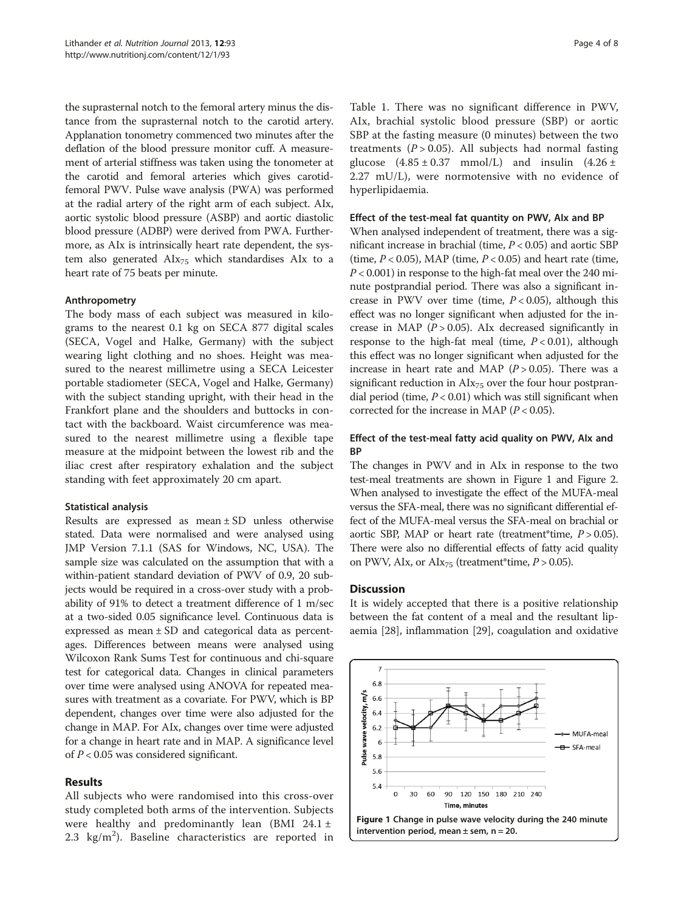the suprasternal notch to the femoral artery minus the distance from the suprasternal notch to the carotid artery. Applanation tonometry commenced two minutes after the deflation of the blood pressure monitor cuff. A measurement of arterial stiffness was taken using the tonometer at the carotid and femoral arteries which gives carotid-femoral PWV. Pulse wave analysis (PWA) was performed at the radial artery of the right arm of each subject. AIx, aortic systolic blood pressure (ASBP) and aortic diastolic blood pressure (ADBP) were derived from PWA. Furthermore, as AIx is intrinsically heart rate dependent, the system also generated $AIx_{75}$ which standardises AIx to a heart rate of 75 beats per minute.

#### Anthropometry

The body mass of each subject was measured in kilograms to the nearest 0.1 kg on SECA 877 digital scales (SECA, Vogel and Halke, Germany) with the subject wearing light clothing and no shoes. Height was measured to the nearest millimetre using a SECA Leicester portable stadiometer (SECA, Vogel and Halke, Germany) with the subject standing upright, with their head in the Frankfort plane and the shoulders and buttocks in contact with the backboard. Waist circumference was measured to the nearest millimetre using a flexible tape measure at the midpoint between the lowest rib and the iliac crest after respiratory exhalation and the subject standing with feet approximately 20 cm apart.

#### Statistical analysis

Results are expressed as mean ± SD unless otherwise stated. Data were normalised and were analysed using JMP Version 7.1.1 (SAS for Windows, NC, USA). The sample size was calculated on the assumption that with a within-patient standard deviation of PWV of 0.9, 20 subjects would be required in a cross-over study with a probability of 91% to detect a treatment difference of 1 m/sec at a two-sided 0.05 significance level. Continuous data is expressed as mean ± SD and categorical data as percentages. Differences between means were analysed using Wilcoxon Rank Sums Test for continuous and chi-square test for categorical data. Changes in clinical parameters over time were analysed using ANOVA for repeated measures with treatment as a covariate. For PWV, which is BP dependent, changes over time were also adjusted for the change in MAP. For AIx, changes over time were adjusted for a change in heart rate and in MAP. A significance level of $P < 0.05$ was considered significant.

## Results

All subjects who were randomised into this cross-over study completed both arms of the intervention. Subjects were healthy and predominantly lean (BMI 24.1 ± 2.3 $kg/m^2$). Baseline characteristics are reported in Table 1. There was no significant difference in PWV, AIx, brachial systolic blood pressure (SBP) or aortic SBP at the fasting measure (0 minutes) between the two treatments ($P > 0.05$). All subjects had normal fasting glucose (4.85 ± 0.37 mmol/L) and insulin (4.26 ± 2.27 mU/L), were normotensive with no evidence of hyperlipidaemia.

#### Effect of the test-meal fat quantity on PWV, AIx and BP

When analysed independent of treatment, there was a significant increase in brachial (time, $P < 0.05$) and aortic SBP (time, $P < 0.05$), MAP (time, $P < 0.05$) and heart rate (time, $P < 0.001$) in response to the high-fat meal over the 240 minute postprandial period. There was also a significant increase in PWV over time (time, $P < 0.05$), although this effect was no longer significant when adjusted for the increase in MAP ($P > 0.05$). AIx decreased significantly in response to the high-fat meal (time, $P < 0.01$), although this effect was no longer significant when adjusted for the increase in heart rate and MAP ($P > 0.05$). There was a significant reduction in $AIx_{75}$ over the four hour postprandial period (time, $P < 0.01$) which was still significant when corrected for the increase in MAP ($P < 0.05$).

#### Effect of the test-meal fatty acid quality on PWV, AIx and BP

The changes in PWV and in AIx in response to the two test-meal treatments are shown in Figure 1 and Figure 2. When analysed to investigate the effect of the MUFA-meal versus the SFA-meal, there was no significant differential effect of the MUFA-meal versus the SFA-meal on brachial or aortic SBP, MAP or heart rate (treatment*time, $P > 0.05$). There were also no differential effects of fatty acid quality on PWV, AIx, or $AIx_{75}$ (treatment*time, $P > 0.05$).

## Discussion

It is widely accepted that there is a positive relationship between the fat content of a meal and the resultant lipaemia [28], inflammation [29], coagulation and oxidative

**Figure 1** Change in pulse wave velocity during the 240 minute intervention period, mean ± sem, n = 20.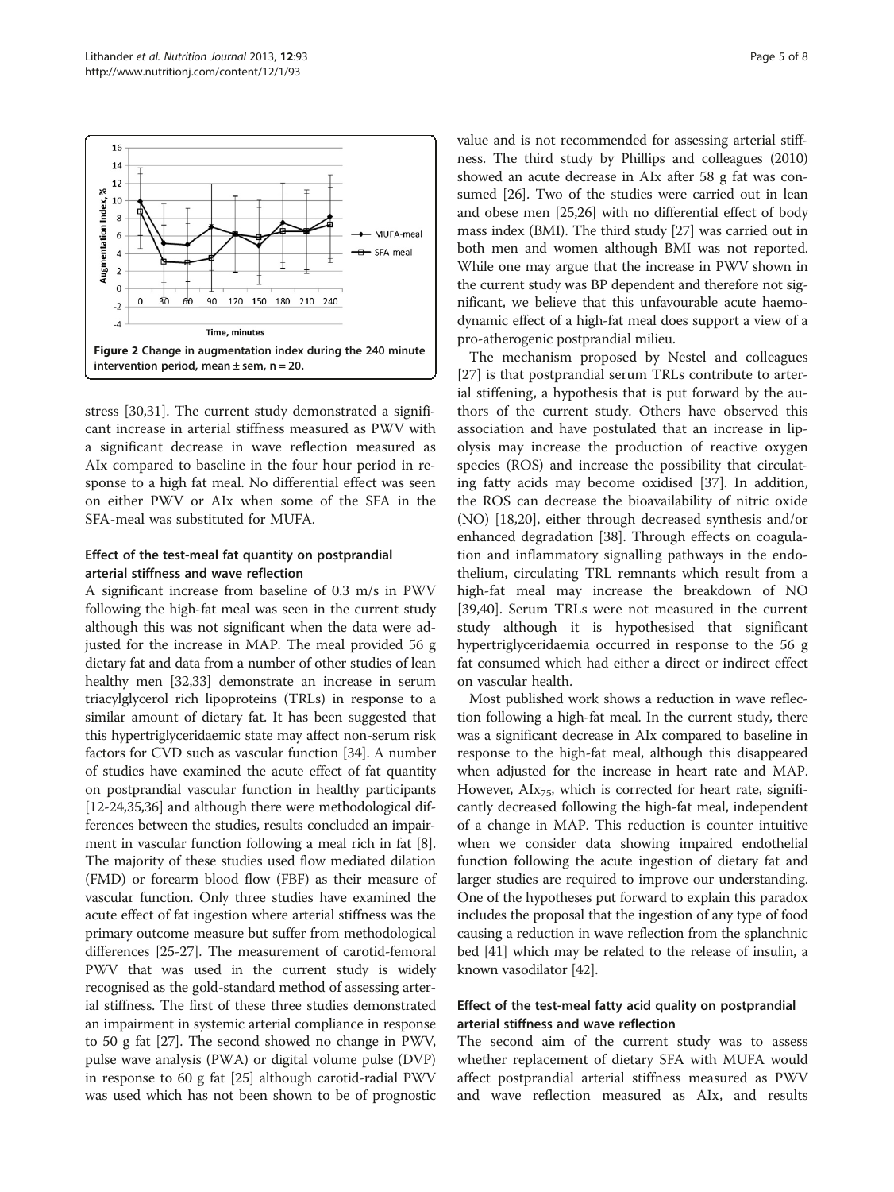Figure 2 Change in augmentation index during the 240 minute intervention period, mean ± sem, n = 20.

stress [30,31]. The current study demonstrated a significant increase in arterial stiffness measured as PWV with a significant decrease in wave reflection measured as AIx compared to baseline in the four hour period in response to a high fat meal. No differential effect was seen on either PWV or AIx when some of the SFA in the SFA-meal was substituted for MUFA.

### Effect of the test-meal fat quantity on postprandial arterial stiffness and wave reflection

A significant increase from baseline of 0.3 m/s in PWV following the high-fat meal was seen in the current study although this was not significant when the data were adjusted for the increase in MAP. The meal provided 56 g dietary fat and data from a number of other studies of lean healthy men [32,33] demonstrate an increase in serum triacylglycerol rich lipoproteins (TRLs) in response to a similar amount of dietary fat. It has been suggested that this hypertriglyceridaemic state may affect non-serum risk factors for CVD such as vascular function [34]. A number of studies have examined the acute effect of fat quantity on postprandial vascular function in healthy participants [12-24,35,36] and although there were methodological differences between the studies, results concluded an impairment in vascular function following a meal rich in fat [8]. The majority of these studies used flow mediated dilation (FMD) or forearm blood flow (FBF) as their measure of vascular function. Only three studies have examined the acute effect of fat ingestion where arterial stiffness was the primary outcome measure but suffer from methodological differences [25-27]. The measurement of carotid-femoral PWV that was used in the current study is widely recognised as the gold-standard method of assessing arterial stiffness. The first of these three studies demonstrated an impairment in systemic arterial compliance in response to 50 g fat [27]. The second showed no change in PWV, pulse wave analysis (PWA) or digital volume pulse (DVP) in response to 60 g fat [25] although carotid-radial PWV was used which has not been shown to be of prognostic value and is not recommended for assessing arterial stiffness. The third study by Phillips and colleagues (2010) showed an acute decrease in AIx after 58 g fat was consumed [26]. Two of the studies were carried out in lean and obese men [25,26] with no differential effect of body mass index (BMI). The third study [27] was carried out in both men and women although BMI was not reported. While one may argue that the increase in PWV shown in the current study was BP dependent and therefore not significant, we believe that this unfavourable acute haemodynamic effect of a high-fat meal does support a view of a pro-atherogenic postprandial milieu.

The mechanism proposed by Nestel and colleagues [27] is that postprandial serum TRLs contribute to arterial stiffening, a hypothesis that is put forward by the authors of the current study. Others have observed this association and have postulated that an increase in lipolysis may increase the production of reactive oxygen species (ROS) and increase the possibility that circulating fatty acids may become oxidised [37]. In addition, the ROS can decrease the bioavailability of nitric oxide (NO) [18,20], either through decreased synthesis and/or enhanced degradation [38]. Through effects on coagulation and inflammatory signalling pathways in the endothelium, circulating TRL remnants which result from a high-fat meal may increase the breakdown of NO [39,40]. Serum TRLs were not measured in the current study although it is hypothesised that significant hypertriglyceridaemia occurred in response to the 56 g fat consumed which had either a direct or indirect effect on vascular health.

Most published work shows a reduction in wave reflection following a high-fat meal. In the current study, there was a significant decrease in AIx compared to baseline in response to the high-fat meal, although this disappeared when adjusted for the increase in heart rate and MAP. However, $AIx_{75}$, which is corrected for heart rate, significantly decreased following the high-fat meal, independent of a change in MAP. This reduction is counter intuitive when we consider data showing impaired endothelial function following the acute ingestion of dietary fat and larger studies are required to improve our understanding. One of the hypotheses put forward to explain this paradox includes the proposal that the ingestion of any type of food causing a reduction in wave reflection from the splanchnic bed [41] which may be related to the release of insulin, a known vasodilator [42].

### Effect of the test-meal fatty acid quality on postprandial arterial stiffness and wave reflection

The second aim of the current study was to assess whether replacement of dietary SFA with MUFA would affect postprandial arterial stiffness measured as PWV and wave reflection measured as AIx, and results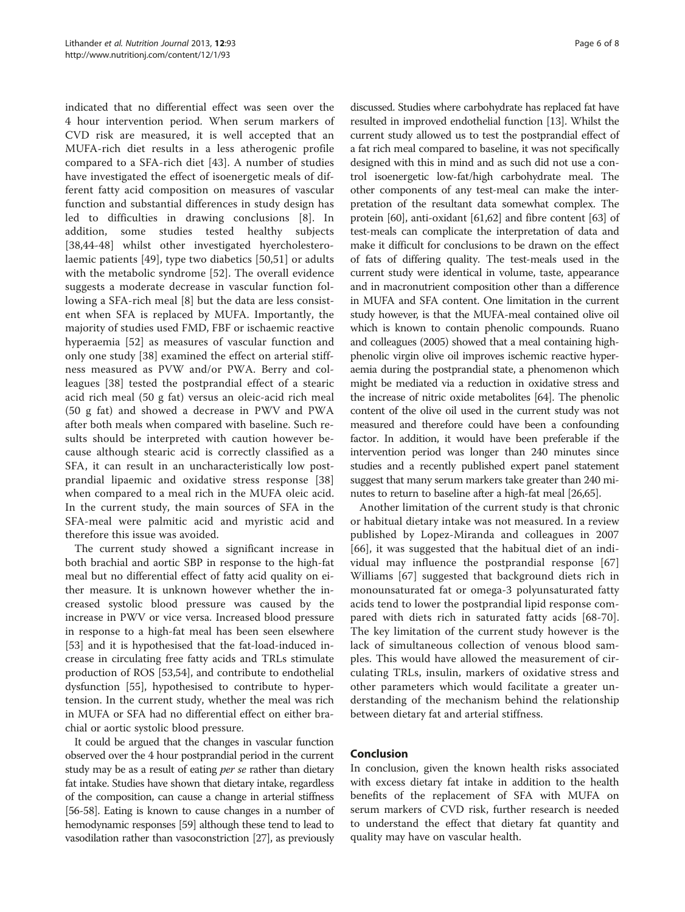indicated that no differential effect was seen over the 4 hour intervention period. When serum markers of CVD risk are measured, it is well accepted that an MUFA-rich diet results in a less atherogenic profile compared to a SFA-rich diet [43]. A number of studies have investigated the effect of isoenergetic meals of different fatty acid composition on measures of vascular function and substantial differences in study design has led to difficulties in drawing conclusions [8]. In addition, some studies tested healthy subjects [38,44-48] whilst other investigated hyercholesterolaemic patients [49], type two diabetics [50,51] or adults with the metabolic syndrome [52]. The overall evidence suggests a moderate decrease in vascular function following a SFA-rich meal [8] but the data are less consistent when SFA is replaced by MUFA. Importantly, the majority of studies used FMD, FBF or ischaemic reactive hyperaemia [52] as measures of vascular function and only one study [38] examined the effect on arterial stiffness measured as PVW and/or PWA. Berry and colleagues [38] tested the postprandial effect of a stearic acid rich meal (50 g fat) versus an oleic-acid rich meal (50 g fat) and showed a decrease in PWV and PWA after both meals when compared with baseline. Such results should be interpreted with caution however because although stearic acid is correctly classified as a SFA, it can result in an uncharacteristically low postprandial lipaemic and oxidative stress response [38] when compared to a meal rich in the MUFA oleic acid. In the current study, the main sources of SFA in the SFA-meal were palmitic acid and myristic acid and therefore this issue was avoided.

The current study showed a significant increase in both brachial and aortic SBP in response to the high-fat meal but no differential effect of fatty acid quality on either measure. It is unknown however whether the increased systolic blood pressure was caused by the increase in PWV or vice versa. Increased blood pressure in response to a high-fat meal has been seen elsewhere [53] and it is hypothesised that the fat-load-induced increase in circulating free fatty acids and TRLs stimulate production of ROS [53,54], and contribute to endothelial dysfunction [55], hypothesised to contribute to hypertension. In the current study, whether the meal was rich in MUFA or SFA had no differential effect on either brachial or aortic systolic blood pressure.

It could be argued that the changes in vascular function observed over the 4 hour postprandial period in the current study may be as a result of eating *per se* rather than dietary fat intake. Studies have shown that dietary intake, regardless of the composition, can cause a change in arterial stiffness [56-58]. Eating is known to cause changes in a number of hemodynamic responses [59] although these tend to lead to vasodilation rather than vasoconstriction [27], as previously discussed. Studies where carbohydrate has replaced fat have resulted in improved endothelial function [13]. Whilst the current study allowed us to test the postprandial effect of a fat rich meal compared to baseline, it was not specifically designed with this in mind and as such did not use a control isoenergetic low-fat/high carbohydrate meal. The other components of any test-meal can make the interpretation of the resultant data somewhat complex. The protein [60], anti-oxidant [61,62] and fibre content [63] of test-meals can complicate the interpretation of data and make it difficult for conclusions to be drawn on the effect of fats of differing quality. The test-meals used in the current study were identical in volume, taste, appearance and in macronutrient composition other than a difference in MUFA and SFA content. One limitation in the current study however, is that the MUFA-meal contained olive oil which is known to contain phenolic compounds. Ruano and colleagues (2005) showed that a meal containing high-phenolic virgin olive oil improves ischemic reactive hyperaemia during the postprandial state, a phenomenon which might be mediated via a reduction in oxidative stress and the increase of nitric oxide metabolites [64]. The phenolic content of the olive oil used in the current study was not measured and therefore could have been a confounding factor. In addition, it would have been preferable if the intervention period was longer than 240 minutes since studies and a recently published expert panel statement suggest that many serum markers take greater than 240 minutes to return to baseline after a high-fat meal [26,65].

Another limitation of the current study is that chronic or habitual dietary intake was not measured. In a review published by Lopez-Miranda and colleagues in 2007 [66], it was suggested that the habitual diet of an individual may influence the postprandial response [67] Williams [67] suggested that background diets rich in monounsaturated fat or omega-3 polyunsaturated fatty acids tend to lower the postprandial lipid response compared with diets rich in saturated fatty acids [68-70]. The key limitation of the current study however is the lack of simultaneous collection of venous blood samples. This would have allowed the measurement of circulating TRLs, insulin, markers of oxidative stress and other parameters which would facilitate a greater understanding of the mechanism behind the relationship between dietary fat and arterial stiffness.

## Conclusion

In conclusion, given the known health risks associated with excess dietary fat intake in addition to the health benefits of the replacement of SFA with MUFA on serum markers of CVD risk, further research is needed to understand the effect that dietary fat quantity and quality may have on vascular health.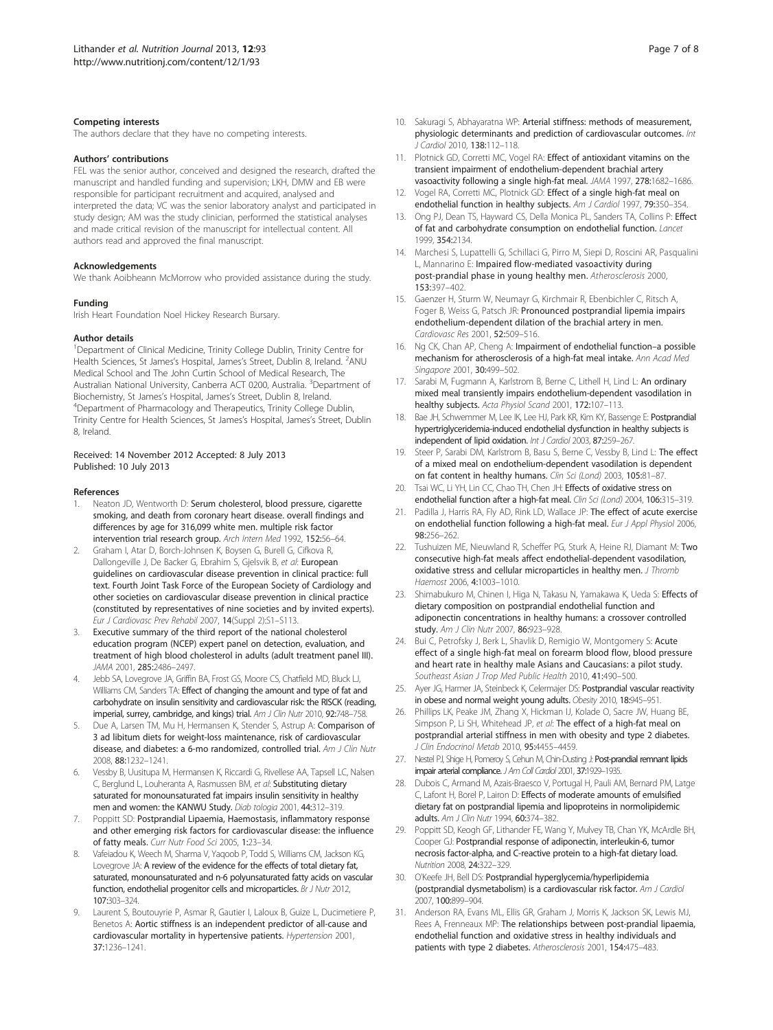#### Competing interests

The authors declare that they have no competing interests.

#### Authors' contributions

FEL was the senior author, conceived and designed the research, drafted the manuscript and handled funding and supervision; LKH, DMW and EB were responsible for participant recruitment and acquired, analysed and interpreted the data; VC was the senior laboratory analyst and participated in study design; AM was the study clinician, performed the statistical analyses and made critical revision of the manuscript for intellectual content. All authors read and approved the final manuscript.

#### Acknowledgements

We thank Aoibheann McMorrow who provided assistance during the study.

#### Funding

Irish Heart Foundation Noel Hickey Research Bursary.

#### Author details

[1]Department of Clinical Medicine, Trinity College Dublin, Trinity Centre for Health Sciences, St James's Hospital, James's Street, Dublin 8, Ireland. [2]ANU Medical School and The John Curtin School of Medical Research, The Australian National University, Canberra ACT 0200, Australia. [3]Department of Biochemistry, St James's Hospital, James's Street, Dublin 8, Ireland. [4]Department of Pharmacology and Therapeutics, Trinity College Dublin, Trinity Centre for Health Sciences, St James's Hospital, James's Street, Dublin 8, Ireland.

Received: 14 November 2012 Accepted: 8 July 2013
Published: 10 July 2013

#### References

1. Neaton JD, Wentworth D: **Serum cholesterol, blood pressure, cigarette smoking, and death from coronary heart disease. overall findings and differences by age for 316,099 white men. multiple risk factor intervention trial research group.** *Arch Intern Med* 1992, **152:**56–64.
2. Graham I, Atar D, Borch-Johnsen K, Boysen G, Burell G, Cifkova R, Dallongeville J, De Backer G, Ebrahim S, Gjelsvik B, *et al*: **European guidelines on cardiovascular disease prevention in clinical practice: full text. Fourth Joint Task Force of the European Society of Cardiology and other societies on cardiovascular disease prevention in clinical practice (constituted by representatives of nine societies and by invited experts).** *Eur J Cardiovasc Prev Rehabil* 2007, **14**(Suppl 2):S1–S113.
3. **Executive summary of the third report of the national cholesterol education program (NCEP) expert panel on detection, evaluation, and treatment of high blood cholesterol in adults (adult treatment panel III).** *JAMA* 2001, **285:**2486–2497.
4. Jebb SA, Lovegrove JA, Griffin BA, Frost GS, Moore CS, Chatfield MD, Bluck LJ, Williams CM, Sanders TA: **Effect of changing the amount and type of fat and carbohydrate on insulin sensitivity and cardiovascular risk: the RISCK (reading, imperial, surrey, cambridge, and kings) trial.** *Am J Clin Nutr* 2010, **92:**748–758.
5. Due A, Larsen TM, Mu H, Hermansen K, Stender S, Astrup A: **Comparison of 3 ad libitum diets for weight-loss maintenance, risk of cardiovascular disease, and diabetes: a 6-mo randomized, controlled trial.** *Am J Clin Nutr* 2008, **88:**1232–1241.
6. Vessby B, Uusitupa M, Hermansen K, Riccardi G, Rivellese AA, Tapsell LC, Nalsen C, Berglund L, Louheranta A, Rasmussen BM, *et al*: **Substituting dietary saturated for monounsaturated fat impairs insulin sensitivity in healthy men and women: the KANWU Study.** *Diab tologia* 2001, **44:**312–319.
7. Poppitt SD: **Postprandial Lipaemia, Haemostasis, inflammatory response and other emerging risk factors for cardiovascular disease: the influence of fatty meals.** *Curr Nutr Food Sci* 2005, **1:**23–34.
8. Vafeiadou K, Weech M, Sharma V, Yaqoob P, Todd S, Williams CM, Jackson KG, Lovegrove JA: **A review of the evidence for the effects of total dietary fat, saturated, monounsaturated and n-6 polyunsaturated fatty acids on vascular function, endothelial progenitor cells and microparticles.** *Br J Nutr* 2012, **107:**303–324.
9. Laurent S, Boutouyrie P, Asmar R, Gautier I, Laloux B, Guize L, Ducimetiere P, Benetos A: **Aortic stiffness is an independent predictor of all-cause and cardiovascular mortality in hypertensive patients.** *Hypertension* 2001, **37:**1236–1241.
10. Sakuragi S, Abhayaratna WP: **Arterial stiffness: methods of measurement, physiologic determinants and prediction of cardiovascular outcomes.** *Int J Cardiol* 2010, **138:**112–118.
11. Plotnick GD, Corretti MC, Vogel RA: **Effect of antioxidant vitamins on the transient impairment of endothelium-dependent brachial artery vasoactivity following a single high-fat meal.** *JAMA* 1997, **278:**1682–1686.
12. Vogel RA, Corretti MC, Plotnick GD: **Effect of a single high-fat meal on endothelial function in healthy subjects.** *Am J Cardiol* 1997, **79:**350–354.
13. Ong PJ, Dean TS, Hayward CS, Della Monica PL, Sanders TA, Collins P: **Effect of fat and carbohydrate consumption on endothelial function.** *Lancet* 1999, **354:**2134.
14. Marchesi S, Lupattelli G, Schillaci G, Pirro M, Siepi D, Roscini AR, Pasqualini L, Mannarino E: **Impaired flow-mediated vasoactivity during post-prandial phase in young healthy men.** *Atherosclerosis* 2000, **153:**397–402.
15. Gaenzer H, Sturm W, Neumayr G, Kirchmair R, Ebenbichler C, Ritsch A, Foger B, Weiss G, Patsch JR: **Pronounced postprandial lipemia impairs endothelium-dependent dilation of the brachial artery in men.** *Cardiovasc Res* 2001, **52:**509–516.
16. Ng CK, Chan AP, Cheng A: **Impairment of endothelial function–a possible mechanism for atherosclerosis of a high-fat meal intake.** *Ann Acad Med Singapore* 2001, **30:**499–502.
17. Sarabi M, Fugmann A, Karlstrom B, Berne C, Lithell H, Lind L: **An ordinary mixed meal transiently impairs endothelium-dependent vasodilation in healthy subjects.** *Acta Physiol Scand* 2001, **172:**107–113.
18. Bae JH, Schwemmer M, Lee IK, Lee HJ, Park KR, Kim KY, Bassenge E: **Postprandial hypertriglyceridemia-induced endothelial dysfunction in healthy subjects is independent of lipid oxidation.** *Int J Cardiol* 2003, **87:**259–267.
19. Steer P, Sarabi DM, Karlstrom B, Basu S, Berne C, Vessby B, Lind L: **The effect of a mixed meal on endothelium-dependent vasodilation is dependent on fat content in healthy humans.** *Clin Sci (Lond)* 2003, **105:**81–87.
20. Tsai WC, Li YH, Lin CC, Chao TH, Chen JH: **Effects of oxidative stress on endothelial function after a high-fat meal.** *Clin Sci (Lond)* 2004, **106:**315–319.
21. Padilla J, Harris RA, Fly AD, Rink LD, Wallace JP: **The effect of acute exercise on endothelial function following a high-fat meal.** *Eur J Appl Physiol* 2006, **98:**256–262.
22. Tushuizen ME, Nieuwland R, Scheffer PG, Sturk A, Heine RJ, Diamant M: **Two consecutive high-fat meals affect endothelial-dependent vasodilation, oxidative stress and cellular microparticles in healthy men.** *J Thromb Haemost* 2006, **4:**1003–1010.
23. Shimabukuro M, Chinen I, Higa N, Takasu N, Yamakawa K, Ueda S: **Effects of dietary composition on postprandial endothelial function and adiponectin concentrations in healthy humans: a crossover controlled study.** *Am J Clin Nutr* 2007, **86:**923–928.
24. Bui C, Petrofsky J, Berk L, Shavlik D, Remigio W, Montgomery S: **Acute effect of a single high-fat meal on forearm blood flow, blood pressure and heart rate in healthy male Asians and Caucasians: a pilot study.** *Southeast Asian J Trop Med Public Health* 2010, **41:**490–500.
25. Ayer JG, Harmer JA, Steinbeck K, Celermajer DS: **Postprandial vascular reactivity in obese and normal weight young adults.** *Obesity* 2010, **18:**945–951.
26. Phillips LK, Peake JM, Zhang X, Hickman IJ, Kolade O, Sacre JW, Huang BE, Simpson P, Li SH, Whitehead JP, *et al*: **The effect of a high-fat meal on postprandial arterial stiffness in men with obesity and type 2 diabetes.** *J Clin Endocrinol Metab* 2010, **95:**4455–4459.
27. Nestel PJ, Shige H, Pomeroy S, Cehun M, Chin-Dusting J: **Post-prandial remnant lipids impair arterial compliance.** *J Am Coll Cardiol* 2001, **37:**1929–1935.
28. Dubois C, Armand M, Azais-Braesco V, Portugal H, Pauli AM, Bernard PM, Latge C, Lafont H, Borel P, Lairon D: **Effects of moderate amounts of emulsified dietary fat on postprandial lipemia and lipoproteins in normolipidemic adults.** *Am J Clin Nutr* 1994, **60:**374–382.
29. Poppitt SD, Keogh GF, Lithander FE, Wang Y, Mulvey TB, Chan YK, McArdle BH, Cooper GJ: **Postprandial response of adiponectin, interleukin-6, tumor necrosis factor-alpha, and C-reactive protein to a high-fat dietary load.** *Nutrition* 2008, **24:**322–329.
30. O'Keefe JH, Bell DS: **Postprandial hyperglycemia/hyperlipidemia (postprandial dysmetabolism) is a cardiovascular risk factor.** *Am J Cardiol* 2007, **100:**899–904.
31. Anderson RA, Evans ML, Ellis GR, Graham J, Morris K, Jackson SK, Lewis MJ, Rees A, Frenneaux MP: **The relationships between post-prandial lipaemia, endothelial function and oxidative stress in healthy individuals and patients with type 2 diabetes.** *Atherosclerosis* 2001, **154:**475–483.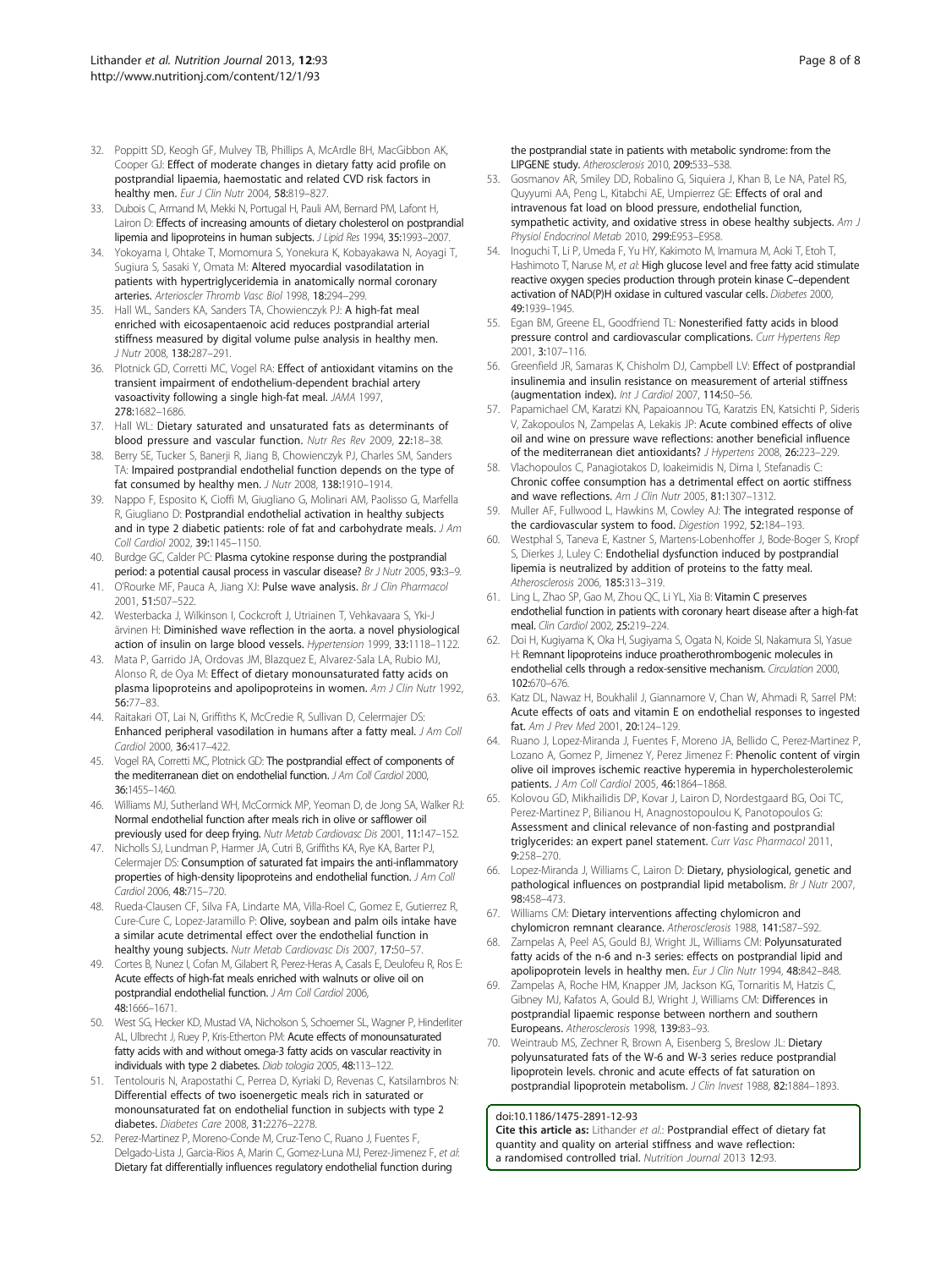32. Poppitt SD, Keogh GF, Mulvey TB, Phillips A, McArdle BH, MacGibbon AK, Cooper GJ: **Effect of moderate changes in dietary fatty acid profile on postprandial lipaemia, haemostatic and related CVD risk factors in healthy men.** *Eur J Clin Nutr* 2004, **58:**819–827.
33. Dubois C, Armand M, Mekki N, Portugal H, Pauli AM, Bernard PM, Lafont H, Lairon D: **Effects of increasing amounts of dietary cholesterol on postprandial lipemia and lipoproteins in human subjects.** *J Lipid Res* 1994, **35:**1993–2007.
34. Yokoyama I, Ohtake T, Momomura S, Yonekura K, Kobayakawa N, Aoyagi T, Sugiura S, Sasaki Y, Omata M: **Altered myocardial vasodilatation in patients with hypertriglyceridemia in anatomically normal coronary arteries.** *Arterioscler Thromb Vasc Biol* 1998, **18:**294–299.
35. Hall WL, Sanders KA, Sanders TA, Chowienczyk PJ: **A high-fat meal enriched with eicosapentaenoic acid reduces postprandial arterial stiffness measured by digital volume pulse analysis in healthy men.** *J Nutr* 2008, **138:**287–291.
36. Plotnick GD, Corretti MC, Vogel RA: **Effect of antioxidant vitamins on the transient impairment of endothelium-dependent brachial artery vasoactivity following a single high-fat meal.** *JAMA* 1997, **278:**1682–1686.
37. Hall WL: **Dietary saturated and unsaturated fats as determinants of blood pressure and vascular function.** *Nutr Res Rev* 2009, **22:**18–38.
38. Berry SE, Tucker S, Banerji R, Jiang B, Chowienczyk PJ, Charles SM, Sanders TA: **Impaired postprandial endothelial function depends on the type of fat consumed by healthy men.** *J Nutr* 2008, **138:**1910–1914.
39. Nappo F, Esposito K, Cioffi M, Giugliano G, Molinari AM, Paolisso G, Marfella R, Giugliano D: **Postprandial endothelial activation in healthy subjects and in type 2 diabetic patients: role of fat and carbohydrate meals.** *J Am Coll Cardiol* 2002, **39:**1145–1150.
40. Burdge GC, Calder PC: **Plasma cytokine response during the postprandial period: a potential causal process in vascular disease?** *Br J Nutr* 2005, **93:**3–9.
41. O'Rourke MF, Pauca A, Jiang XJ: **Pulse wave analysis.** *Br J Clin Pharmacol* 2001, **51:**507–522.
42. Westerbacka J, Wilkinson I, Cockcroft J, Utriainen T, Vehkavaara S, Yki-Järvinen H: **Diminished wave reflection in the aorta. a novel physiological action of insulin on large blood vessels.** *Hypertension* 1999, **33:**1118–1122.
43. Mata P, Garrido JA, Ordovas JM, Blazquez E, Alvarez-Sala LA, Rubio MJ, Alonso R, de Oya M: **Effect of dietary monounsaturated fatty acids on plasma lipoproteins and apolipoproteins in women.** *Am J Clin Nutr* 1992, **56:**77–83.
44. Raitakari OT, Lai N, Griffiths K, McCredie R, Sullivan D, Celermajer DS: **Enhanced peripheral vasodilation in humans after a fatty meal.** *J Am Coll Cardiol* 2000, **36:**417–422.
45. Vogel RA, Corretti MC, Plotnick GD: **The postprandial effect of components of the mediterranean diet on endothelial function.** *J Am Coll Cardiol* 2000, **36:**1455–1460.
46. Williams MJ, Sutherland WH, McCormick MP, Yeoman D, de Jong SA, Walker RJ: **Normal endothelial function after meals rich in olive or safflower oil previously used for deep frying.** *Nutr Metab Cardiovasc Dis* 2001, **11:**147–152.
47. Nicholls SJ, Lundman P, Harmer JA, Cutri B, Griffiths KA, Rye KA, Barter PJ, Celermajer DS: **Consumption of saturated fat impairs the anti-inflammatory properties of high-density lipoproteins and endothelial function.** *J Am Coll Cardiol* 2006, **48:**715–720.
48. Rueda-Clausen CF, Silva FA, Lindarte MA, Villa-Roel C, Gomez E, Gutierrez R, Cure-Cure C, Lopez-Jaramillo P: **Olive, soybean and palm oils intake have a similar acute detrimental effect over the endothelial function in healthy young subjects.** *Nutr Metab Cardiovasc Dis* 2007, **17:**50–57.
49. Cortes B, Nunez I, Cofan M, Gilabert R, Perez-Heras A, Casals E, Deulofeu R, Ros E: **Acute effects of high-fat meals enriched with walnuts or olive oil on postprandial endothelial function.** *J Am Coll Cardiol* 2006, **48:**1666–1671.
50. West SG, Hecker KD, Mustad VA, Nicholson S, Schoemer SL, Wagner P, Hinderliter AL, Ulbrecht J, Ruey P, Kris-Etherton PM: **Acute effects of monounsaturated fatty acids with and without omega-3 fatty acids on vascular reactivity in individuals with type 2 diabetes.** *Diab tologia* 2005, **48:**113–122.
51. Tentolouris N, Arapostathi C, Perrea D, Kyriaki D, Revenas C, Katsilambros N: **Differential effects of two isoenergetic meals rich in saturated or monounsaturated fat on endothelial function in subjects with type 2 diabetes.** *Diabetes Care* 2008, **31:**2276–2278.
52. Perez-Martinez P, Moreno-Conde M, Cruz-Teno C, Ruano J, Fuentes F, Delgado-Lista J, Garcia-Rios A, Marin C, Gomez-Luna MJ, Perez-Jimenez F, *et al*: **Dietary fat differentially influences regulatory endothelial function during the postprandial state in patients with metabolic syndrome: from the LIPGENE study.** *Atherosclerosis* 2010, **209:**533–538.
53. Gosmanov AR, Smiley DD, Robalino G, Siquiera J, Khan B, Le NA, Patel RS, Quyyumi AA, Peng L, Kitabchi AE, Umpierrez GE: **Effects of oral and intravenous fat load on blood pressure, endothelial function, sympathetic activity, and oxidative stress in obese healthy subjects.** *Am J Physiol Endocrinol Metab* 2010, **299:**E953–E958.
54. Inoguchi T, Li P, Umeda F, Yu HY, Kakimoto M, Imamura M, Aoki T, Etoh T, Hashimoto T, Naruse M, *et al*: **High glucose level and free fatty acid stimulate reactive oxygen species production through protein kinase C–dependent activation of NAD(P)H oxidase in cultured vascular cells.** *Diabetes* 2000, **49:**1939–1945.
55. Egan BM, Greene EL, Goodfriend TL: **Nonesterified fatty acids in blood pressure control and cardiovascular complications.** *Curr Hypertens Rep* 2001, **3:**107–116.
56. Greenfield JR, Samaras K, Chisholm DJ, Campbell LV: **Effect of postprandial insulinemia and insulin resistance on measurement of arterial stiffness (augmentation index).** *Int J Cardiol* 2007, **114:**50–56.
57. Papamichael CM, Karatzi KN, Papaioannou TG, Karatzis EN, Katsichti P, Sideris V, Zakopoulos N, Zampelas A, Lekakis JP: **Acute combined effects of olive oil and wine on pressure wave reflections: another beneficial influence of the mediterranean diet antioxidants?** *J Hypertens* 2008, **26:**223–229.
58. Vlachopoulos C, Panagiotakos D, Ioakeimidis N, Dima I, Stefanadis C: **Chronic coffee consumption has a detrimental effect on aortic stiffness and wave reflections.** *Am J Clin Nutr* 2005, **81:**1307–1312.
59. Muller AF, Fullwood L, Hawkins M, Cowley AJ: **The integrated response of the cardiovascular system to food.** *Digestion* 1992, **52:**184–193.
60. Westphal S, Taneva E, Kastner S, Martens-Lobenhoffer J, Bode-Boger S, Kropf S, Dierkes J, Luley C: **Endothelial dysfunction induced by postprandial lipemia is neutralized by addition of proteins to the fatty meal.** *Atherosclerosis* 2006, **185:**313–319.
61. Ling L, Zhao SP, Gao M, Zhou QC, Li YL, Xia B: **Vitamin C preserves endothelial function in patients with coronary heart disease after a high-fat meal.** *Clin Cardiol* 2002, **25:**219–224.
62. Doi H, Kugiyama K, Oka H, Sugiyama S, Ogata N, Koide SI, Nakamura SI, Yasue H: **Remnant lipoproteins induce proatherothrombogenic molecules in endothelial cells through a redox-sensitive mechanism.** *Circulation* 2000, **102:**670–676.
63. Katz DL, Nawaz H, Boukhalil J, Giannamore V, Chan W, Ahmadi R, Sarrel PM: **Acute effects of oats and vitamin E on endothelial responses to ingested fat.** *Am J Prev Med* 2001, **20:**124–129.
64. Ruano J, Lopez-Miranda J, Fuentes F, Moreno JA, Bellido C, Perez-Martinez P, Lozano A, Gomez P, Jimenez Y, Perez Jimenez F: **Phenolic content of virgin olive oil improves ischemic reactive hyperemia in hypercholesterolemic patients.** *J Am Coll Cardiol* 2005, **46:**1864–1868.
65. Kolovou GD, Mikhailidis DP, Kovar J, Lairon D, Nordestgaard BG, Ooi TC, Perez-Martinez P, Bilianou H, Anagnostopoulou K, Panotopoulos G: **Assessment and clinical relevance of non-fasting and postprandial triglycerides: an expert panel statement.** *Curr Vasc Pharmacol* 2011, **9:**258–270.
66. Lopez-Miranda J, Williams C, Lairon D: **Dietary, physiological, genetic and pathological influences on postprandial lipid metabolism.** *Br J Nutr* 2007, **98:**458–473.
67. Williams CM: **Dietary interventions affecting chylomicron and chylomicron remnant clearance.** *Atherosclerosis* 1988, **141:**S87–S92.
68. Zampelas A, Peel AS, Gould BJ, Wright JL, Williams CM: **Polyunsaturated fatty acids of the n-6 and n-3 series: effects on postprandial lipid and apolipoprotein levels in healthy men.** *Eur J Clin Nutr* 1994, **48:**842–848.
69. Zampelas A, Roche HM, Knapper JM, Jackson KG, Tornaritis M, Hatzis C, Gibney MJ, Kafatos A, Gould BJ, Wright J, Williams CM: **Differences in postprandial lipaemic response between northern and southern Europeans.** *Atherosclerosis* 1998, **139:**83–93.
70. Weintraub MS, Zechner R, Brown A, Eisenberg S, Breslow JL: **Dietary polyunsaturated fats of the W-6 and W-3 series reduce postprandial lipoprotein levels. chronic and acute effects of fat saturation on postprandial lipoprotein metabolism.** *J Clin Invest* 1988, **82:**1884–1893.

doi:10.1186/1475-2891-12-93
**Cite this article as:** Lithander *et al.*: Postprandial effect of dietary fat quantity and quality on arterial stiffness and wave reflection: a randomised controlled trial. *Nutrition Journal* 2013 **12**:93.